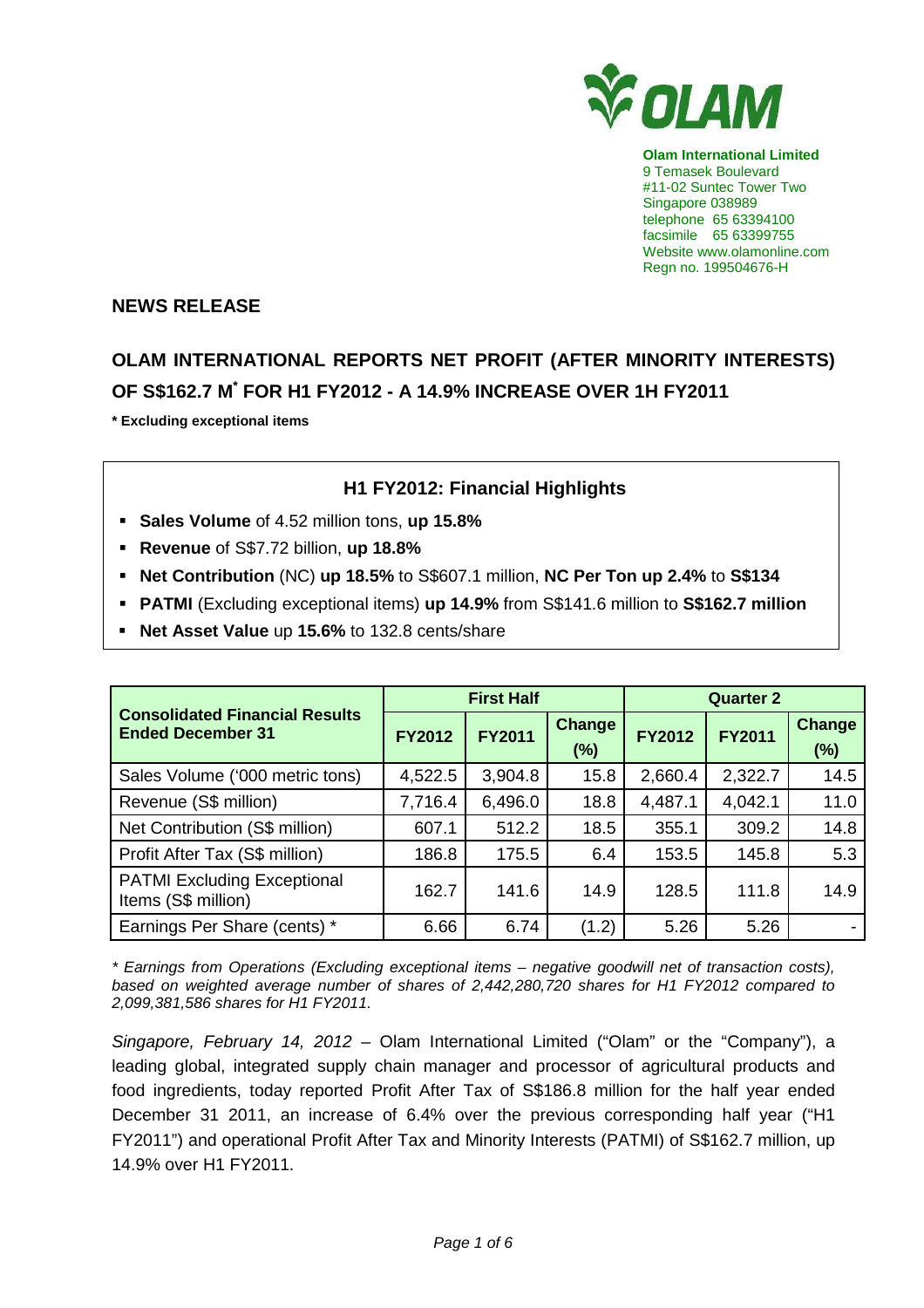**Olam International Limited**
9 Temasek Boulevard
#11-02 Suntec Tower Two
Singapore 038989
telephone 65 63394100
facsimile 65 63399755
Website www.olamonline.com
Regn no. 199504676-H

## NEWS RELEASE

# OLAM INTERNATIONAL REPORTS NET PROFIT (AFTER MINORITY INTERESTS) OF S$162.7 M* FOR H1 FY2012 - A 14.9% INCREASE OVER 1H FY2011

**\* Excluding exceptional items**

### H1 FY2012: Financial Highlights

- **Sales Volume** of 4.52 million tons, **up 15.8%**
- **Revenue** of S$7.72 billion, **up 18.8%**
- **Net Contribution** (NC) **up 18.5%** to S$607.1 million, **NC Per Ton up 2.4%** to **S$134**
- **PATMI** (Excluding exceptional items) **up 14.9%** from S$141.6 million to **S$162.7 million**
- **Net Asset Value** up **15.6%** to 132.8 cents/share

| Consolidated Financial Results Ended December 31 | First Half | | | Quarter 2 | | |
|---|---|---|---|---|---|---|
| | FY2012 | FY2011 | Change (%) | FY2012 | FY2011 | Change (%) |
| Sales Volume ('000 metric tons) | 4,522.5 | 3,904.8 | 15.8 | 2,660.4 | 2,322.7 | 14.5 |
| Revenue (S$ million) | 7,716.4 | 6,496.0 | 18.8 | 4,487.1 | 4,042.1 | 11.0 |
| Net Contribution (S$ million) | 607.1 | 512.2 | 18.5 | 355.1 | 309.2 | 14.8 |
| Profit After Tax (S$ million) | 186.8 | 175.5 | 6.4 | 153.5 | 145.8 | 5.3 |
| PATMI Excluding Exceptional Items (S$ million) | 162.7 | 141.6 | 14.9 | 128.5 | 111.8 | 14.9 |
| Earnings Per Share (cents) * | 6.66 | 6.74 | (1.2) | 5.26 | 5.26 | - |

*\* Earnings from Operations (Excluding exceptional items – negative goodwill net of transaction costs), based on weighted average number of shares of 2,442,280,720 shares for H1 FY2012 compared to 2,099,381,586 shares for H1 FY2011.*

*Singapore, February 14, 2012* – Olam International Limited ("Olam" or the "Company"), a leading global, integrated supply chain manager and processor of agricultural products and food ingredients, today reported Profit After Tax of S$186.8 million for the half year ended December 31 2011, an increase of 6.4% over the previous corresponding half year ("H1 FY2011") and operational Profit After Tax and Minority Interests (PATMI) of S$162.7 million, up 14.9% over H1 FY2011.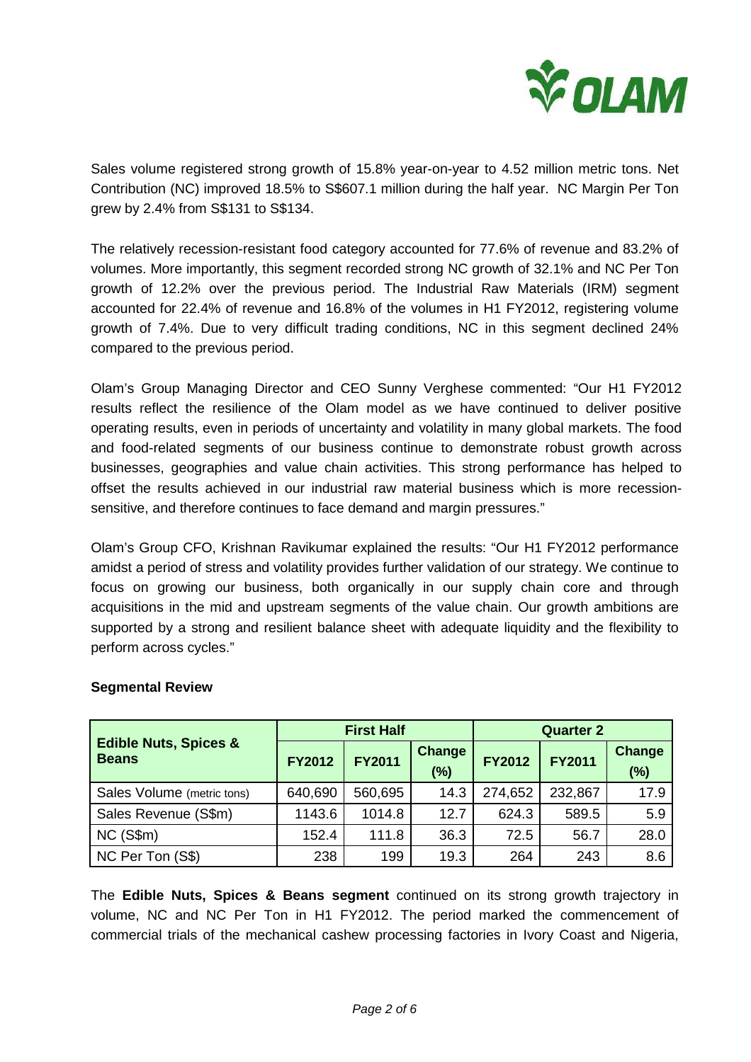Sales volume registered strong growth of 15.8% year-on-year to 4.52 million metric tons. Net Contribution (NC) improved 18.5% to S$607.1 million during the half year. NC Margin Per Ton grew by 2.4% from S$131 to S$134.

The relatively recession-resistant food category accounted for 77.6% of revenue and 83.2% of volumes. More importantly, this segment recorded strong NC growth of 32.1% and NC Per Ton growth of 12.2% over the previous period. The Industrial Raw Materials (IRM) segment accounted for 22.4% of revenue and 16.8% of the volumes in H1 FY2012, registering volume growth of 7.4%. Due to very difficult trading conditions, NC in this segment declined 24% compared to the previous period.

Olam's Group Managing Director and CEO Sunny Verghese commented: "Our H1 FY2012 results reflect the resilience of the Olam model as we have continued to deliver positive operating results, even in periods of uncertainty and volatility in many global markets. The food and food-related segments of our business continue to demonstrate robust growth across businesses, geographies and value chain activities. This strong performance has helped to offset the results achieved in our industrial raw material business which is more recession-sensitive, and therefore continues to face demand and margin pressures."

Olam's Group CFO, Krishnan Ravikumar explained the results: "Our H1 FY2012 performance amidst a period of stress and volatility provides further validation of our strategy. We continue to focus on growing our business, both organically in our supply chain core and through acquisitions in the mid and upstream segments of the value chain. Our growth ambitions are supported by a strong and resilient balance sheet with adequate liquidity and the flexibility to perform across cycles."

**Segmental Review**

| **Edible Nuts, Spices & Beans** | **First Half** | | | **Quarter 2** | | |
|---|---|---|---|---|---|---|
| | **FY2012** | **FY2011** | **Change (%)** | **FY2012** | **FY2011** | **Change (%)** |
| Sales Volume (metric tons) | 640,690 | 560,695 | 14.3 | 274,652 | 232,867 | 17.9 |
| Sales Revenue (S$m) | 1143.6 | 1014.8 | 12.7 | 624.3 | 589.5 | 5.9 |
| NC (S$m) | 152.4 | 111.8 | 36.3 | 72.5 | 56.7 | 28.0 |
| NC Per Ton (S$) | 238 | 199 | 19.3 | 264 | 243 | 8.6 |

The **Edible Nuts, Spices & Beans segment** continued on its strong growth trajectory in volume, NC and NC Per Ton in H1 FY2012. The period marked the commencement of commercial trials of the mechanical cashew processing factories in Ivory Coast and Nigeria,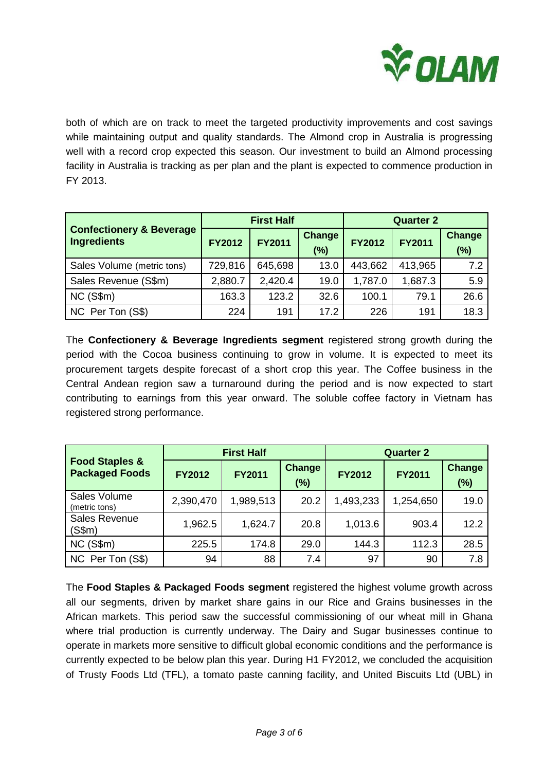both of which are on track to meet the targeted productivity improvements and cost savings while maintaining output and quality standards. The Almond crop in Australia is progressing well with a record crop expected this season. Our investment to build an Almond processing facility in Australia is tracking as per plan and the plant is expected to commence production in FY 2013.

| **Confectionery & Beverage Ingredients** | **First Half** | | | **Quarter 2** | | |
|---|---|---|---|---|---|---|
| | **FY2012** | **FY2011** | **Change (%)** | **FY2012** | **FY2011** | **Change (%)** |
| Sales Volume (metric tons) | 729,816 | 645,698 | 13.0 | 443,662 | 413,965 | 7.2 |
| Sales Revenue (S$m) | 2,880.7 | 2,420.4 | 19.0 | 1,787.0 | 1,687.3 | 5.9 |
| NC (S$m) | 163.3 | 123.2 | 32.6 | 100.1 | 79.1 | 26.6 |
| NC Per Ton (S$) | 224 | 191 | 17.2 | 226 | 191 | 18.3 |

The **Confectionery & Beverage Ingredients segment** registered strong growth during the period with the Cocoa business continuing to grow in volume. It is expected to meet its procurement targets despite forecast of a short crop this year. The Coffee business in the Central Andean region saw a turnaround during the period and is now expected to start contributing to earnings from this year onward. The soluble coffee factory in Vietnam has registered strong performance.

| **Food Staples & Packaged Foods** | **First Half** | | | **Quarter 2** | | |
|---|---|---|---|---|---|---|
| | **FY2012** | **FY2011** | **Change (%)** | **FY2012** | **FY2011** | **Change (%)** |
| Sales Volume (metric tons) | 2,390,470 | 1,989,513 | 20.2 | 1,493,233 | 1,254,650 | 19.0 |
| Sales Revenue (S$m) | 1,962.5 | 1,624.7 | 20.8 | 1,013.6 | 903.4 | 12.2 |
| NC (S$m) | 225.5 | 174.8 | 29.0 | 144.3 | 112.3 | 28.5 |
| NC Per Ton (S$) | 94 | 88 | 7.4 | 97 | 90 | 7.8 |

The **Food Staples & Packaged Foods segment** registered the highest volume growth across all our segments, driven by market share gains in our Rice and Grains businesses in the African markets. This period saw the successful commissioning of our wheat mill in Ghana where trial production is currently underway. The Dairy and Sugar businesses continue to operate in markets more sensitive to difficult global economic conditions and the performance is currently expected to be below plan this year. During H1 FY2012, we concluded the acquisition of Trusty Foods Ltd (TFL), a tomato paste canning facility, and United Biscuits Ltd (UBL) in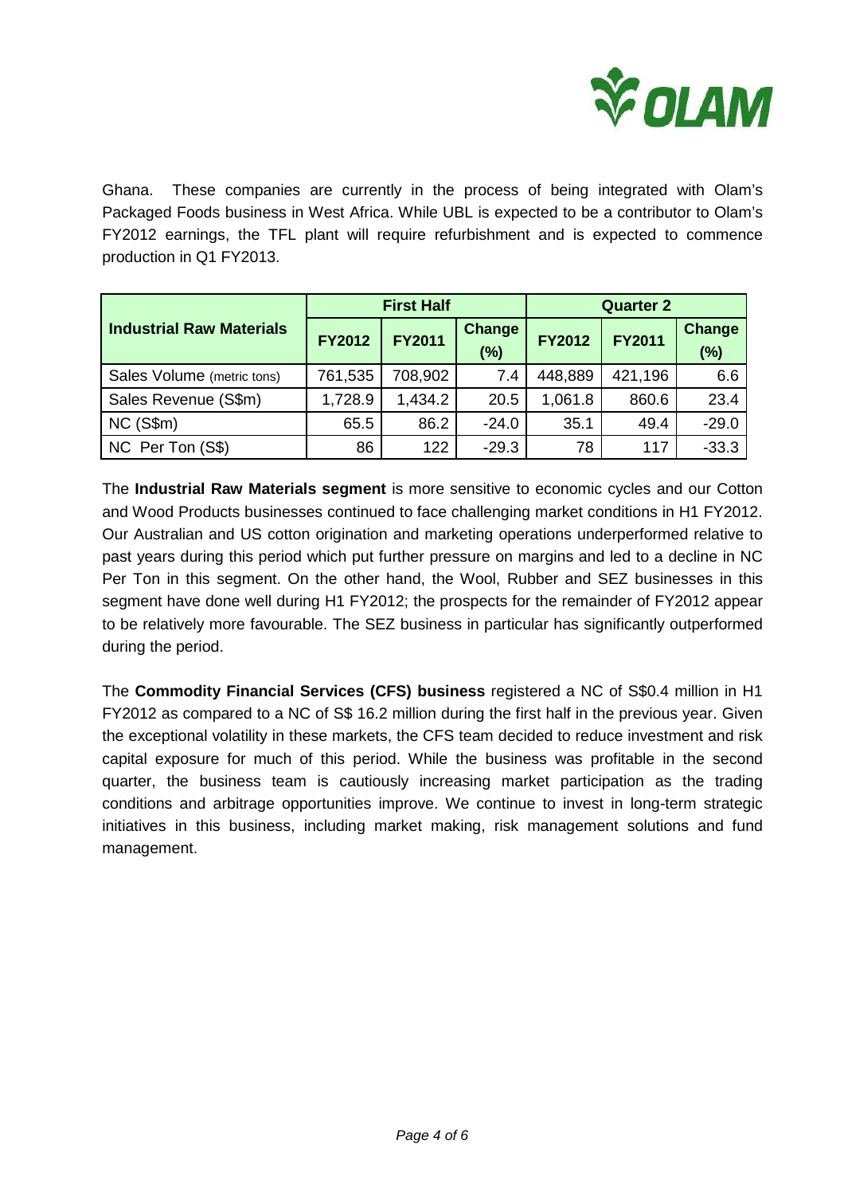Ghana. These companies are currently in the process of being integrated with Olam's Packaged Foods business in West Africa. While UBL is expected to be a contributor to Olam's FY2012 earnings, the TFL plant will require refurbishment and is expected to commence production in Q1 FY2013.

| Industrial Raw Materials | First Half | | | Quarter 2 | | |
|---|---|---|---|---|---|---|
| | FY2012 | FY2011 | Change (%) | FY2012 | FY2011 | Change (%) |
| Sales Volume (metric tons) | 761,535 | 708,902 | 7.4 | 448,889 | 421,196 | 6.6 |
| Sales Revenue (S$m) | 1,728.9 | 1,434.2 | 20.5 | 1,061.8 | 860.6 | 23.4 |
| NC (S$m) | 65.5 | 86.2 | -24.0 | 35.1 | 49.4 | -29.0 |
| NC Per Ton (S$) | 86 | 122 | -29.3 | 78 | 117 | -33.3 |

The **Industrial Raw Materials segment** is more sensitive to economic cycles and our Cotton and Wood Products businesses continued to face challenging market conditions in H1 FY2012. Our Australian and US cotton origination and marketing operations underperformed relative to past years during this period which put further pressure on margins and led to a decline in NC Per Ton in this segment. On the other hand, the Wool, Rubber and SEZ businesses in this segment have done well during H1 FY2012; the prospects for the remainder of FY2012 appear to be relatively more favourable. The SEZ business in particular has significantly outperformed during the period.

The **Commodity Financial Services (CFS) business** registered a NC of S$0.4 million in H1 FY2012 as compared to a NC of S$ 16.2 million during the first half in the previous year. Given the exceptional volatility in these markets, the CFS team decided to reduce investment and risk capital exposure for much of this period. While the business was profitable in the second quarter, the business team is cautiously increasing market participation as the trading conditions and arbitrage opportunities improve. We continue to invest in long-term strategic initiatives in this business, including market making, risk management solutions and fund management.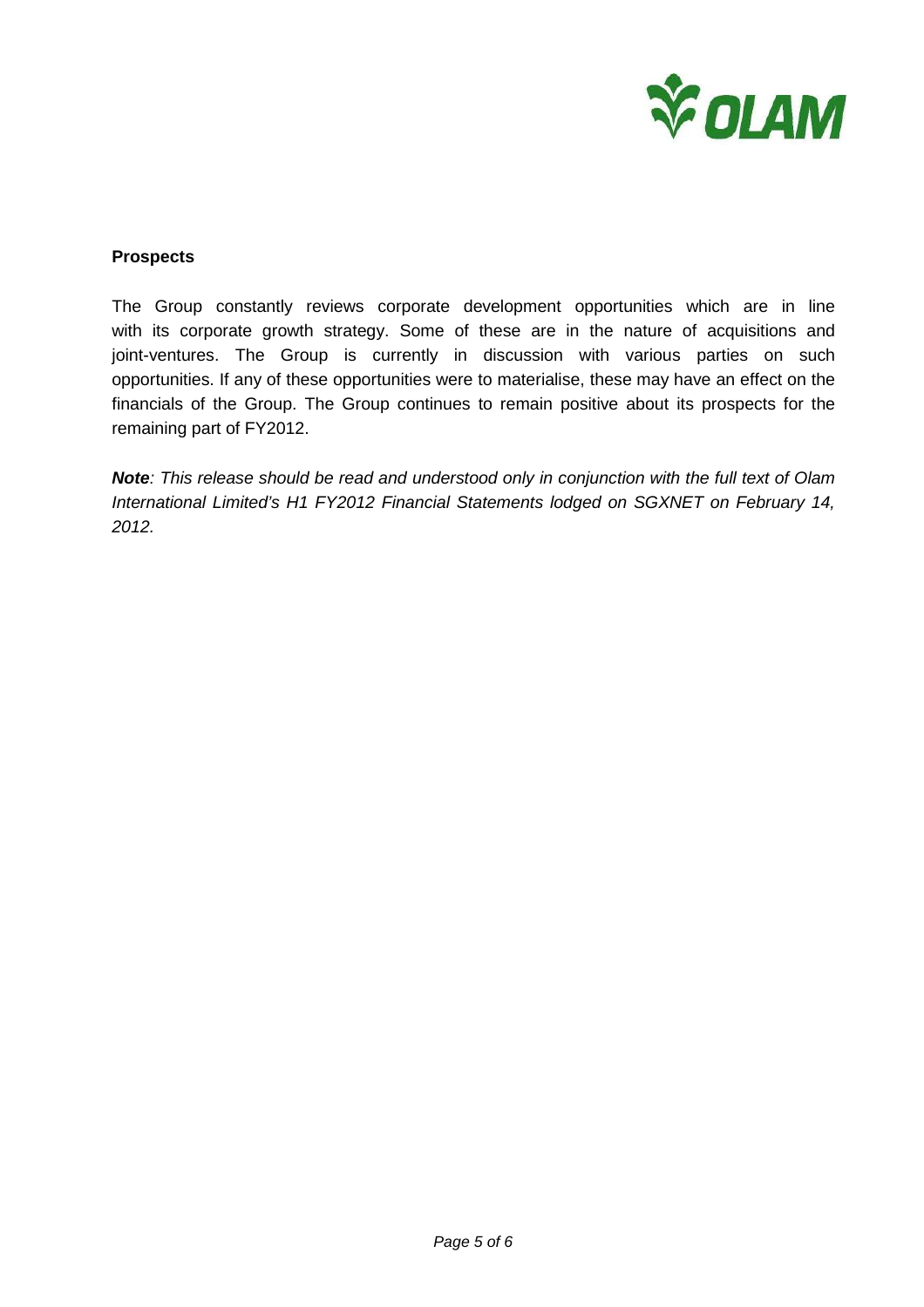## Prospects

The Group constantly reviews corporate development opportunities which are in line with its corporate growth strategy. Some of these are in the nature of acquisitions and joint-ventures. The Group is currently in discussion with various parties on such opportunities. If any of these opportunities were to materialise, these may have an effect on the financials of the Group. The Group continues to remain positive about its prospects for the remaining part of FY2012.

***Note****: This release should be read and understood only in conjunction with the full text of Olam International Limited's H1 FY2012 Financial Statements lodged on SGXNET on February 14, 2012.*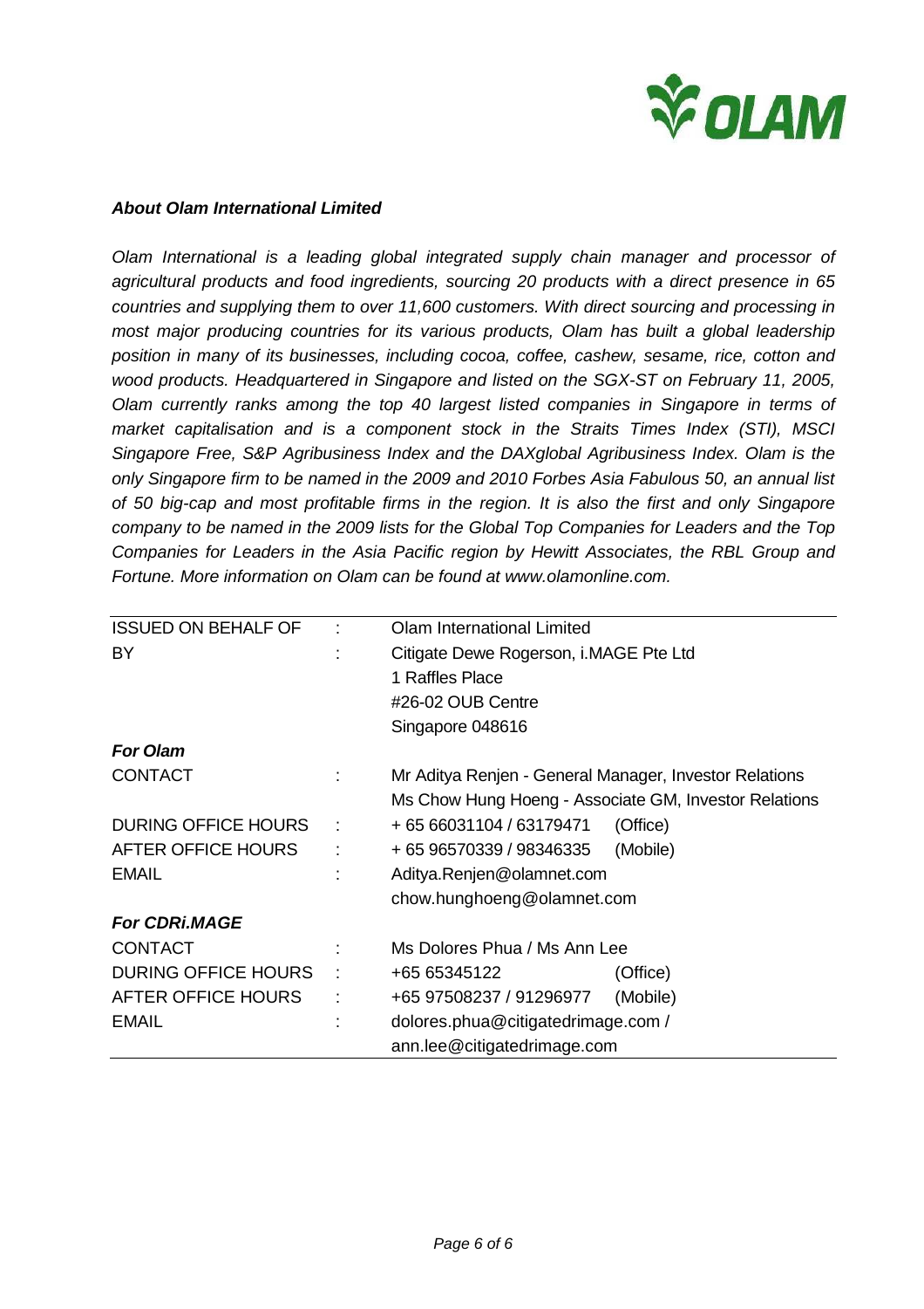***About Olam International Limited***

*Olam International is a leading global integrated supply chain manager and processor of agricultural products and food ingredients, sourcing 20 products with a direct presence in 65 countries and supplying them to over 11,600 customers. With direct sourcing and processing in most major producing countries for its various products, Olam has built a global leadership position in many of its businesses, including cocoa, coffee, cashew, sesame, rice, cotton and wood products. Headquartered in Singapore and listed on the SGX-ST on February 11, 2005, Olam currently ranks among the top 40 largest listed companies in Singapore in terms of market capitalisation and is a component stock in the Straits Times Index (STI), MSCI Singapore Free, S&P Agribusiness Index and the DAXglobal Agribusiness Index. Olam is the only Singapore firm to be named in the 2009 and 2010 Forbes Asia Fabulous 50, an annual list of 50 big-cap and most profitable firms in the region. It is also the first and only Singapore company to be named in the 2009 lists for the Global Top Companies for Leaders and the Top Companies for Leaders in the Asia Pacific region by Hewitt Associates, the RBL Group and Fortune. More information on Olam can be found at www.olamonline.com.*

| | | |
|---|---|---|
| ISSUED ON BEHALF OF | : | Olam International Limited |
| BY | : | Citigate Dewe Rogerson, i.MAGE Pte Ltd<br>1 Raffles Place<br>#26-02 OUB Centre<br>Singapore 048616 |
| ***For Olam*** | | |
| CONTACT | : | Mr Aditya Renjen - General Manager, Investor Relations<br>Ms Chow Hung Hoeng - Associate GM, Investor Relations |
| DURING OFFICE HOURS | : | + 65 66031104 / 63179471 (Office) |
| AFTER OFFICE HOURS | : | + 65 96570339 / 98346335 (Mobile) |
| EMAIL | : | Aditya.Renjen@olamnet.com<br>chow.hunghoeng@olamnet.com |
| ***For CDRi.MAGE*** | | |
| CONTACT | : | Ms Dolores Phua / Ms Ann Lee |
| DURING OFFICE HOURS | : | +65 65345122 (Office) |
| AFTER OFFICE HOURS | : | +65 97508237 / 91296977 (Mobile) |
| EMAIL | : | dolores.phua@citigatedrimage.com /<br>ann.lee@citigatedrimage.com |